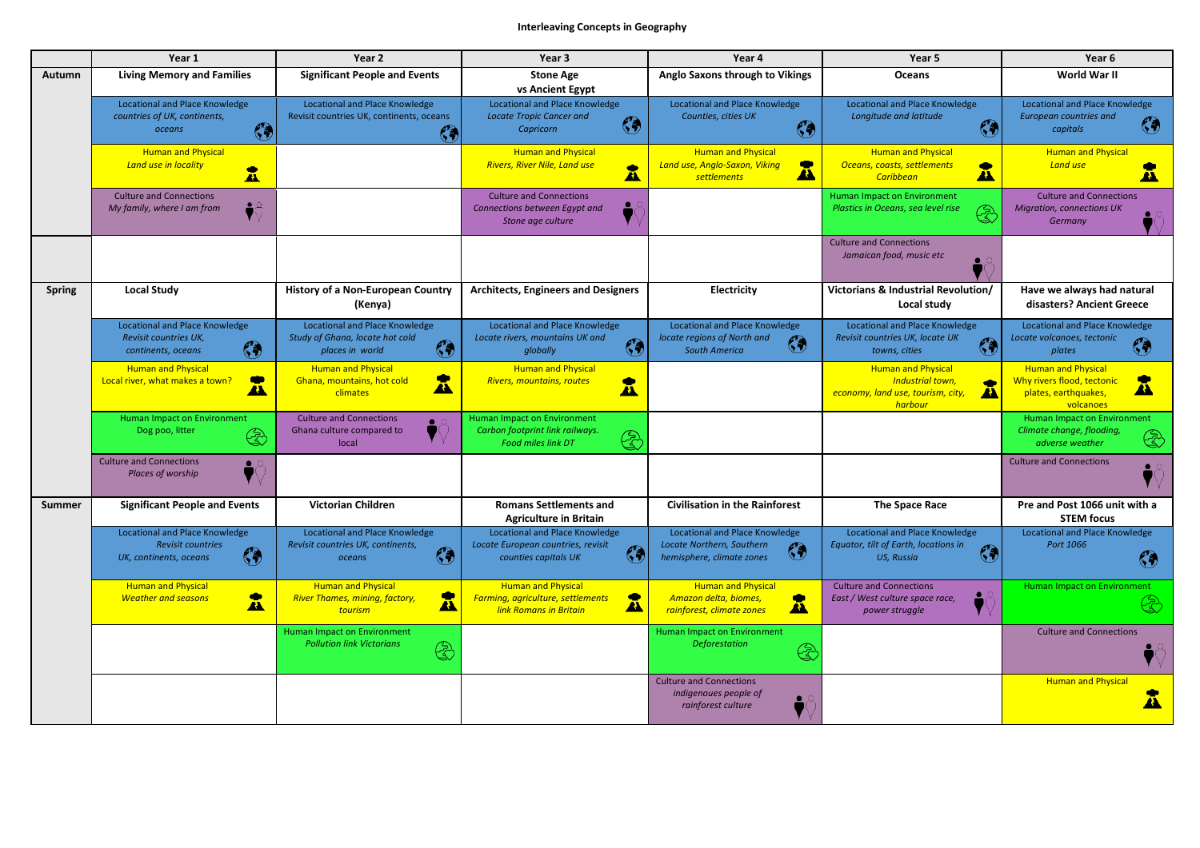**Interleaving Concepts in Geography**

| | Year 1 | Year 2 | Year 3 | Year 4 | Year 5 | Year 6 |
|---|---|---|---|---|---|---|
| **Autumn** | **Living Memory and Families** | **Significant People and Events** | **Stone Age vs Ancient Egypt** | **Anglo Saxons through to Vikings** | **Oceans** | **World War II** |
| | Locational and Place Knowledge *countries of UK, continents, oceans* | Locational and Place Knowledge Revisit countries UK, continents, oceans | Locational and Place Knowledge *Locate Tropic Cancer and Capricorn* | Locational and Place Knowledge *Counties, cities UK* | Locational and Place Knowledge *Longitude and latitude* | Locational and Place Knowledge *European countries and capitals* |
| | Human and Physical *Land use in locality* | | Human and Physical *Rivers, River Nile, Land use* | Human and Physical *Land use, Anglo-Saxon, Viking settlements* | Human and Physical *Oceans, coasts, settlements Caribbean* | Human and Physical *Land use* |
| | Culture and Connections *My family, where I am from* | | Culture and Connections *Connections between Egypt and Stone age culture* | | Human Impact on Environment *Plastics in Oceans, sea level rise* | Culture and Connections *Migration, connections UK Germany* |
| | | | | | Culture and Connections *Jamaican food, music etc* | |
| **Spring** | **Local Study** | **History of a Non-European Country (Kenya)** | **Architects, Engineers and Designers** | **Electricity** | **Victorians & Industrial Revolution/ Local study** | **Have we always had natural disasters? Ancient Greece** |
| | Locational and Place Knowledge *Revisit countries UK, continents, oceans* | Locational and Place Knowledge *Study of Ghana, locate hot cold places in world* | Locational and Place Knowledge *Locate rivers, mountains UK and globally* | Locational and Place Knowledge *locate regions of North and South America* | Locational and Place Knowledge *Revisit countries UK, locate UK towns, cities* | Locational and Place Knowledge *Locate volcanoes, tectonic plates* |
| | Human and Physical Local river, what makes a town? | Human and Physical Ghana, mountains, hot cold climates | Human and Physical *Rivers, mountains, routes* | | Human and Physical *Industrial town, economy, land use, tourism, city, harbour* | Human and Physical Why rivers flood, tectonic plates, earthquakes, volcanoes |
| | Human Impact on Environment Dog poo, litter | Culture and Connections Ghana culture compared to local | Human Impact on Environment *Carbon footprint link railways. Food miles link DT* | | | Human Impact on Environment *Climate change, flooding, adverse weather* |
| | Culture and Connections *Places of worship* | | | | | Culture and Connections |
| **Summer** | **Significant People and Events** | **Victorian Children** | **Romans Settlements and Agriculture in Britain** | **Civilisation in the Rainforest** | **The Space Race** | **Pre and Post 1066 unit with a STEM focus** |
| | Locational and Place Knowledge *Revisit countries UK, continents, oceans* | Locational and Place Knowledge *Revisit countries UK, continents, oceans* | Locational and Place Knowledge *Locate European countries, revisit counties capitals UK* | Locational and Place Knowledge *Locate Northern, Southern hemisphere, climate zones* | Locational and Place Knowledge *Equator, tilt of Earth, locations in US, Russia* | Locational and Place Knowledge *Port 1066* |
| | Human and Physical *Weather and seasons* | Human and Physical *River Thames, mining, factory, tourism* | Human and Physical *Farming, agriculture, settlements link Romans in Britain* | Human and Physical *Amazon delta, biomes, rainforest, climate zones* | Culture and Connections *East / West culture space race, power struggle* | Human Impact on Environment |
| | | Human Impact on Environment *Pollution link Victorians* | | Human Impact on Environment *Deforestation* | | Culture and Connections |
| | | | | Culture and Connections *indigenoues people of rainforest culture* | | Human and Physical |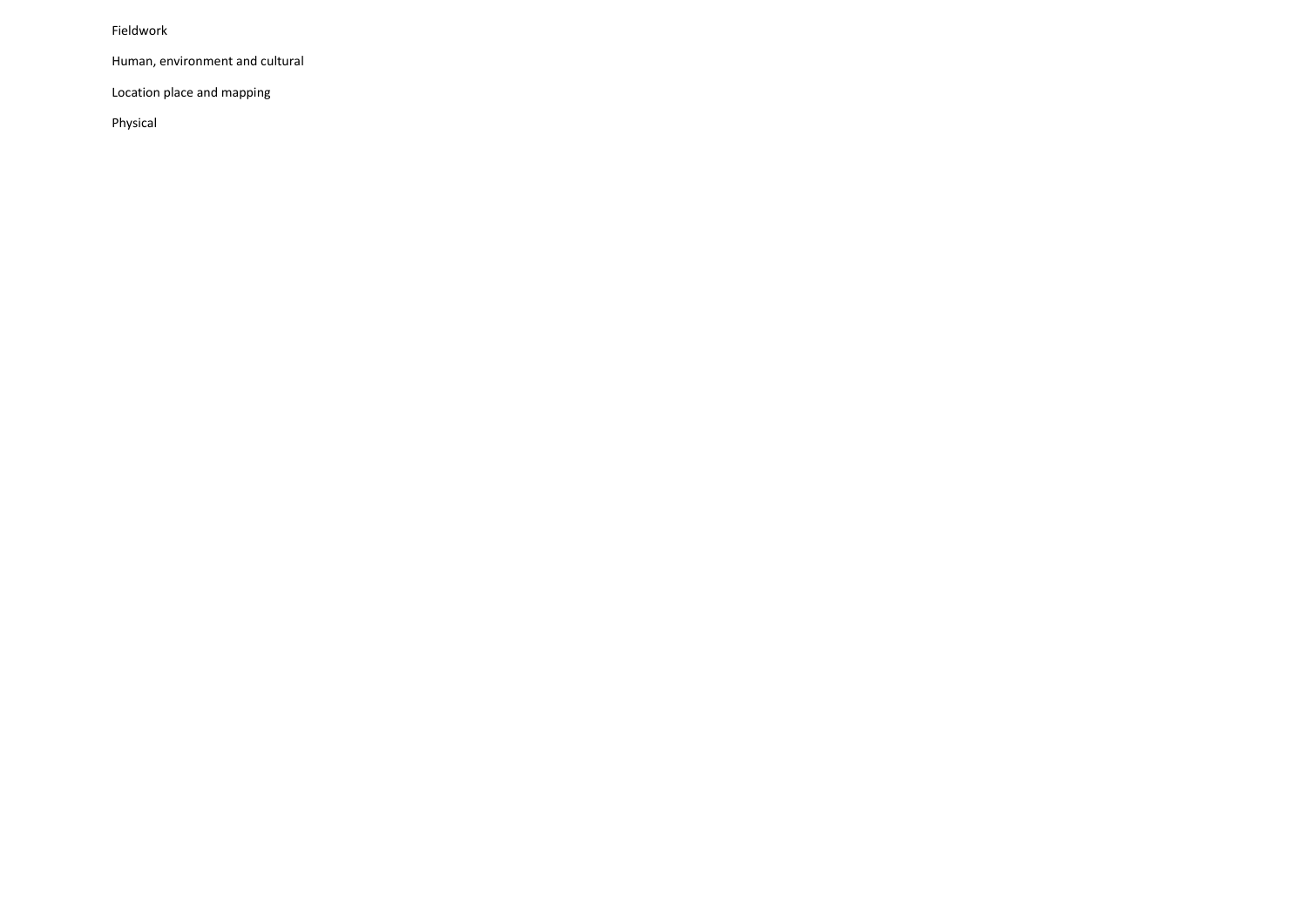Fieldwork

Human, environment and cultural

Location place and mapping

Physical